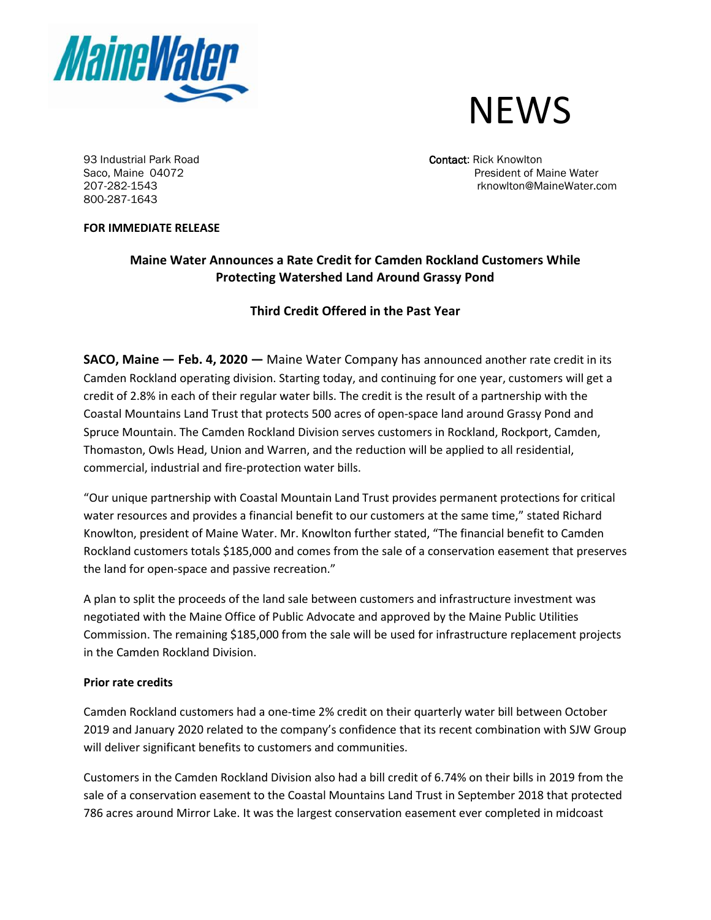MaineWater

# NEWS

93 Industrial Park Road
Saco, Maine 04072
207-282-1543
800-287-1643

**Contact**: Rick Knowlton
President of Maine Water
rknowlton@MaineWater.com

**FOR IMMEDIATE RELEASE**

## Maine Water Announces a Rate Credit for Camden Rockland Customers While Protecting Watershed Land Around Grassy Pond

### Third Credit Offered in the Past Year

**SACO, Maine — Feb. 4, 2020 —** Maine Water Company has announced another rate credit in its Camden Rockland operating division. Starting today, and continuing for one year, customers will get a credit of 2.8% in each of their regular water bills. The credit is the result of a partnership with the Coastal Mountains Land Trust that protects 500 acres of open-space land around Grassy Pond and Spruce Mountain. The Camden Rockland Division serves customers in Rockland, Rockport, Camden, Thomaston, Owls Head, Union and Warren, and the reduction will be applied to all residential, commercial, industrial and fire-protection water bills.

"Our unique partnership with Coastal Mountain Land Trust provides permanent protections for critical water resources and provides a financial benefit to our customers at the same time," stated Richard Knowlton, president of Maine Water. Mr. Knowlton further stated, "The financial benefit to Camden Rockland customers totals $185,000 and comes from the sale of a conservation easement that preserves the land for open-space and passive recreation."

A plan to split the proceeds of the land sale between customers and infrastructure investment was negotiated with the Maine Office of Public Advocate and approved by the Maine Public Utilities Commission. The remaining $185,000 from the sale will be used for infrastructure replacement projects in the Camden Rockland Division.

**Prior rate credits**

Camden Rockland customers had a one-time 2% credit on their quarterly water bill between October 2019 and January 2020 related to the company's confidence that its recent combination with SJW Group will deliver significant benefits to customers and communities.

Customers in the Camden Rockland Division also had a bill credit of 6.74% on their bills in 2019 from the sale of a conservation easement to the Coastal Mountains Land Trust in September 2018 that protected 786 acres around Mirror Lake. It was the largest conservation easement ever completed in midcoast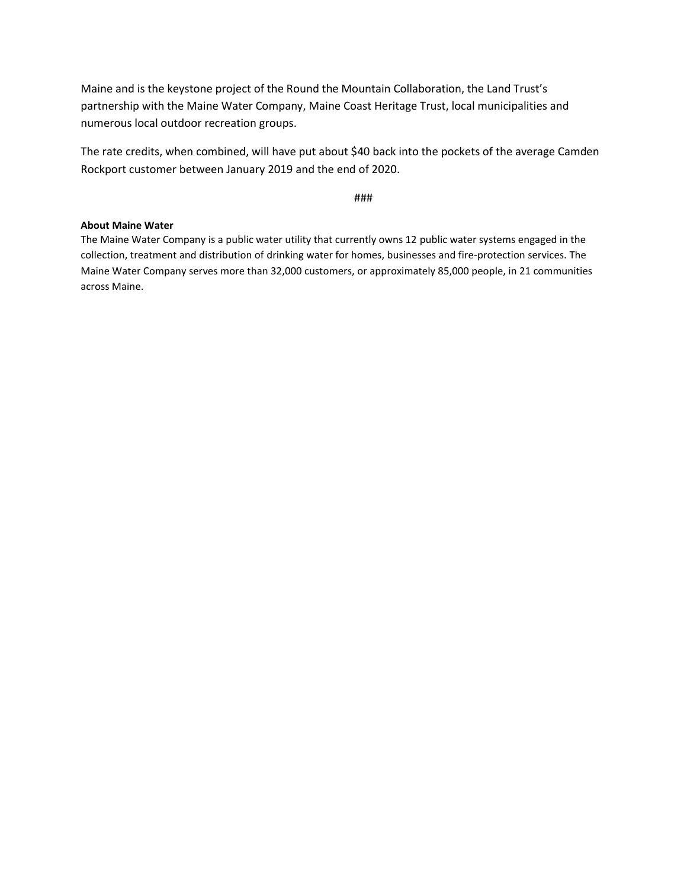Maine and is the keystone project of the Round the Mountain Collaboration, the Land Trust's partnership with the Maine Water Company, Maine Coast Heritage Trust, local municipalities and numerous local outdoor recreation groups.

The rate credits, when combined, will have put about $40 back into the pockets of the average Camden Rockport customer between January 2019 and the end of 2020.

###

**About Maine Water**

The Maine Water Company is a public water utility that currently owns 12 public water systems engaged in the collection, treatment and distribution of drinking water for homes, businesses and fire-protection services. The Maine Water Company serves more than 32,000 customers, or approximately 85,000 people, in 21 communities across Maine.